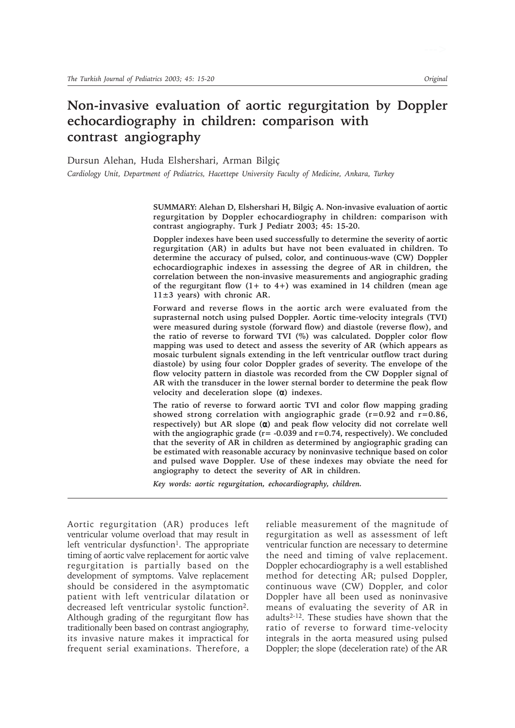# Non-invasive evaluation of aortic regurgitation by Doppler echocardiography in children: comparison with contrast angiography

Dursun Alehan, Huda Elshershari, Arman Bilgiç

*Cardiology Unit, Department of Pediatrics, Hacettepe University Faculty of Medicine, Ankara, Turkey*

**SUMMARY: Alehan D, Elshershari H, Bilgiç A. Non-invasive evaluation of aortic regurgitation by Doppler echocardiography in children: comparison with contrast angiography. Turk J Pediatr 2003; 45: 15-20.**

**Doppler indexes have been used successfully to determine the severity of aortic regurgitation (AR) in adults but have not been evaluated in children. To determine the accuracy of pulsed, color, and continuous-wave (CW) Doppler echocardiographic indexes in assessing the degree of AR in children, the correlation between the non-invasive measurements and angiographic grading of the regurgitant flow (1+ to 4+) was examined in 14 children (mean age 11±3 years) with chronic AR.**

**Forward and reverse flows in the aortic arch were evaluated from the suprasternal notch using pulsed Doppler. Aortic time-velocity integrals (TVI) were measured during systole (forward flow) and diastole (reverse flow), and the ratio of reverse to forward TVI (%) was calculated. Doppler color flow mapping was used to detect and assess the severity of AR (which appears as mosaic turbulent signals extending in the left ventricular outflow tract during diastole) by using four color Doppler grades of severity. The envelope of the flow velocity pattern in diastole was recorded from the CW Doppler signal of AR with the transducer in the lower sternal border to determine the peak flow velocity and deceleration slope ($\alpha$) indexes.**

**The ratio of reverse to forward aortic TVI and color flow mapping grading showed strong correlation with angiographic grade (r=0.92 and r=0.86, respectively) but AR slope ($\alpha$) and peak flow velocity did not correlate well with the angiographic grade (r= -0.039 and r=0.74, respectively). We concluded that the severity of AR in children as determined by angiographic grading can be estimated with reasonable accuracy by noninvasive technique based on color and pulsed wave Doppler. Use of these indexes may obviate the need for angiography to detect the severity of AR in children.**

*Key words: aortic regurgitation, echocardiography, children.*

---

Aortic regurgitation (AR) produces left ventricular volume overload that may result in left ventricular dysfunction[1]. The appropriate timing of aortic valve replacement for aortic valve regurgitation is partially based on the development of symptoms. Valve replacement should be considered in the asymptomatic patient with left ventricular dilatation or decreased left ventricular systolic function[2]. Although grading of the regurgitant flow has traditionally been based on contrast angiography, its invasive nature makes it impractical for frequent serial examinations. Therefore, a reliable measurement of the magnitude of regurgitation as well as assessment of left ventricular function are necessary to determine the need and timing of valve replacement. Doppler echocardiography is a well established method for detecting AR; pulsed Doppler, continuous wave (CW) Doppler, and color Doppler have all been used as noninvasive means of evaluating the severity of AR in adults[2-12]. These studies have shown that the ratio of reverse to forward time-velocity integrals in the aorta measured using pulsed Doppler; the slope (deceleration rate) of the AR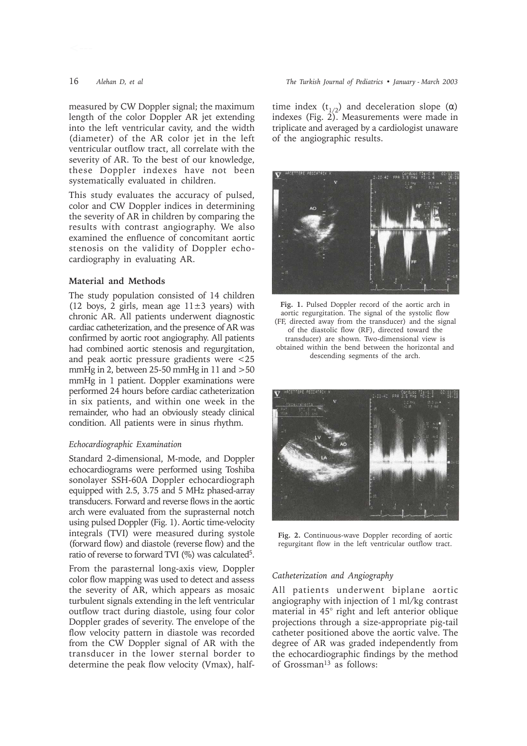measured by CW Doppler signal; the maximum length of the color Doppler AR jet extending into the left ventricular cavity, and the width (diameter) of the AR color jet in the left ventricular outflow tract, all correlate with the severity of AR. To the best of our knowledge, these Doppler indexes have not been systematically evaluated in children.

This study evaluates the accuracy of pulsed, color and CW Doppler indices in determining the severity of AR in children by comparing the results with contrast angiography. We also examined the enfluence of concomitant aortic stenosis on the validity of Doppler echocardiography in evaluating AR.

## Material and Methods

The study population consisted of 14 children (12 boys, 2 girls, mean age $11\pm3$ years) with chronic AR. All patients underwent diagnostic cardiac catheterization, and the presence of AR was confirmed by aortic root angiography. All patients had combined aortic stenosis and regurgitation, and peak aortic pressure gradients were <25 mmHg in 2, between 25-50 mmHg in 11 and >50 mmHg in 1 patient. Doppler examinations were performed 24 hours before cardiac catheterization in six patients, and within one week in the remainder, who had an obviously steady clinical condition. All patients were in sinus rhythm.

### *Echocardiographic Examination*

Standard 2-dimensional, M-mode, and Doppler echocardiograms were performed using Toshiba sonolayer SSH-60A Doppler echocardiograph equipped with 2.5, 3.75 and 5 MHz phased-array transducers. Forward and reverse flows in the aortic arch were evaluated from the suprasternal notch using pulsed Doppler (Fig. 1). Aortic time-velocity integrals (TVI) were measured during systole (forward flow) and diastole (reverse flow) and the ratio of reverse to forward TVI (%) was calculated[5].

From the parasternal long-axis view, Doppler color flow mapping was used to detect and assess the severity of AR, which appears as mosaic turbulent signals extending in the left ventricular outflow tract during diastole, using four color Doppler grades of severity. The envelope of the flow velocity pattern in diastole was recorded from the CW Doppler signal of AR with the transducer in the lower sternal border to determine the peak flow velocity (Vmax), half-time index ($t_{1/2}$) and deceleration slope ($\alpha$) indexes (Fig. 2). Measurements were made in triplicate and averaged by a cardiologist unaware of the angiographic results.

**Fig. 1.** Pulsed Doppler record of the aortic arch in aortic regurgitation. The signal of the systolic flow (FF, directed away from the transducer) and the signal of the diastolic flow (RF), directed toward the transducer) are shown. Two-dimensional view is obtained within the bend between the horizontal and descending segments of the arch.

**Fig. 2.** Continuous-wave Doppler recording of aortic regurgitant flow in the left ventricular outflow tract.

### *Catheterization and Angiography*

All patients underwent biplane aortic angiography with injection of 1 ml/kg contrast material in 45° right and left anterior oblique projections through a size-appropriate pig-tail catheter positioned above the aortic valve. The degree of AR was graded independently from the echocardiographic findings by the method of Grossman[13] as follows: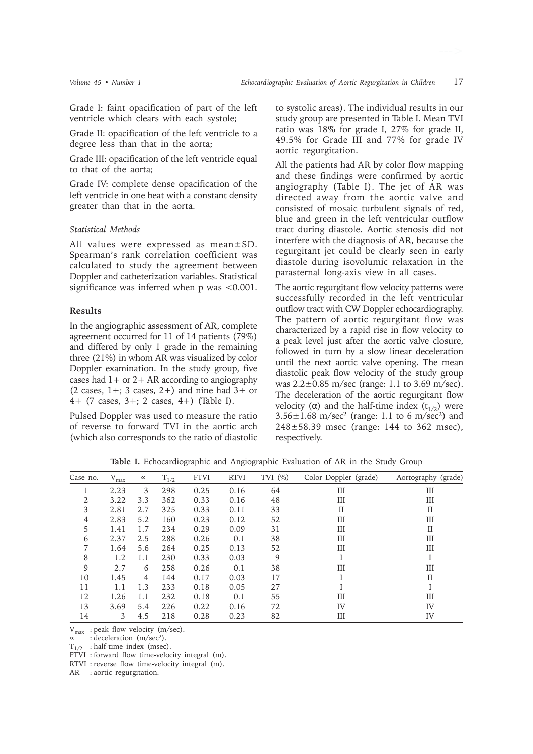Grade I: faint opacification of part of the left ventricle which clears with each systole;

Grade II: opacification of the left ventricle to a degree less than that in the aorta;

Grade III: opacification of the left ventricle equal to that of the aorta;

Grade IV: complete dense opacification of the left ventricle in one beat with a constant density greater than that in the aorta.

### *Statistical Methods*

All values were expressed as mean±SD. Spearman's rank correlation coefficient was calculated to study the agreement between Doppler and catheterization variables. Statistical significance was inferred when p was <0.001.

## Results

In the angiographic assessment of AR, complete agreement occurred for 11 of 14 patients (79%) and differed by only 1 grade in the remaining three (21%) in whom AR was visualized by color Doppler examination. In the study group, five cases had 1+ or 2+ AR according to angiography (2 cases, 1+; 3 cases, 2+) and nine had 3+ or 4+ (7 cases, 3+; 2 cases, 4+) (Table I).

Pulsed Doppler was used to measure the ratio of reverse to forward TVI in the aortic arch (which also corresponds to the ratio of diastolic to systolic areas). The individual results in our study group are presented in Table I. Mean TVI ratio was 18% for grade I, 27% for grade II, 49.5% for Grade III and 77% for grade IV aortic regurgitation.

All the patients had AR by color flow mapping and these findings were confirmed by aortic angiography (Table I). The jet of AR was directed away from the aortic valve and consisted of mosaic turbulent signals of red, blue and green in the left ventricular outflow tract during diastole. Aortic stenosis did not interfere with the diagnosis of AR, because the regurgitant jet could be clearly seen in early diastole during isovolumic relaxation in the parasternal long-axis view in all cases.

The aortic regurgitant flow velocity patterns were successfully recorded in the left ventricular outflow tract with CW Doppler echocardiography. The pattern of aortic regurgitant flow was characterized by a rapid rise in flow velocity to a peak level just after the aortic valve closure, followed in turn by a slow linear deceleration until the next aortic valve opening. The mean diastolic peak flow velocity of the study group was 2.2±0.85 m/sec (range: 1.1 to 3.69 m/sec). The deceleration of the aortic regurgitant flow velocity ($\alpha$) and the half-time index ($t_{1/2}$) were 3.56±1.68 m/sec$^2$ (range: 1.1 to 6 m/sec$^2$) and 248±58.39 msec (range: 144 to 362 msec), respectively.

**Table I.** Echocardiographic and Angiographic Evaluation of AR in the Study Group

| Case no. | $V_{max}$ | $\propto$ | $T_{1/2}$ | FTVI | RTVI | TVI (%) | Color Doppler (grade) | Aortography (grade) |
|---|---|---|---|---|---|---|---|---|
| 1 | 2.23 | 3 | 298 | 0.25 | 0.16 | 64 | III | III |
| 2 | 3.22 | 3.3 | 362 | 0.33 | 0.16 | 48 | III | III |
| 3 | 2.81 | 2.7 | 325 | 0.33 | 0.11 | 33 | II | II |
| 4 | 2.83 | 5.2 | 160 | 0.23 | 0.12 | 52 | III | III |
| 5 | 1.41 | 1.7 | 234 | 0.29 | 0.09 | 31 | III | II |
| 6 | 2.37 | 2.5 | 288 | 0.26 | 0.1 | 38 | III | III |
| 7 | 1.64 | 5.6 | 264 | 0.25 | 0.13 | 52 | III | III |
| 8 | 1.2 | 1.1 | 230 | 0.33 | 0.03 | 9 | I | I |
| 9 | 2.7 | 6 | 258 | 0.26 | 0.1 | 38 | III | III |
| 10 | 1.45 | 4 | 144 | 0.17 | 0.03 | 17 | I | II |
| 11 | 1.1 | 1.3 | 233 | 0.18 | 0.05 | 27 | I | I |
| 12 | 1.26 | 1.1 | 232 | 0.18 | 0.1 | 55 | III | III |
| 13 | 3.69 | 5.4 | 226 | 0.22 | 0.16 | 72 | IV | IV |
| 14 | 3 | 4.5 | 218 | 0.28 | 0.23 | 82 | III | IV |

$V_{max}$ : peak flow velocity (m/sec).
$\propto$ : deceleration (m/sec$^2$).
$T_{1/2}$ : half-time index (msec).
FTVI : forward flow time-velocity integral (m).
RTVI : reverse flow time-velocity integral (m).
AR : aortic regurgitation.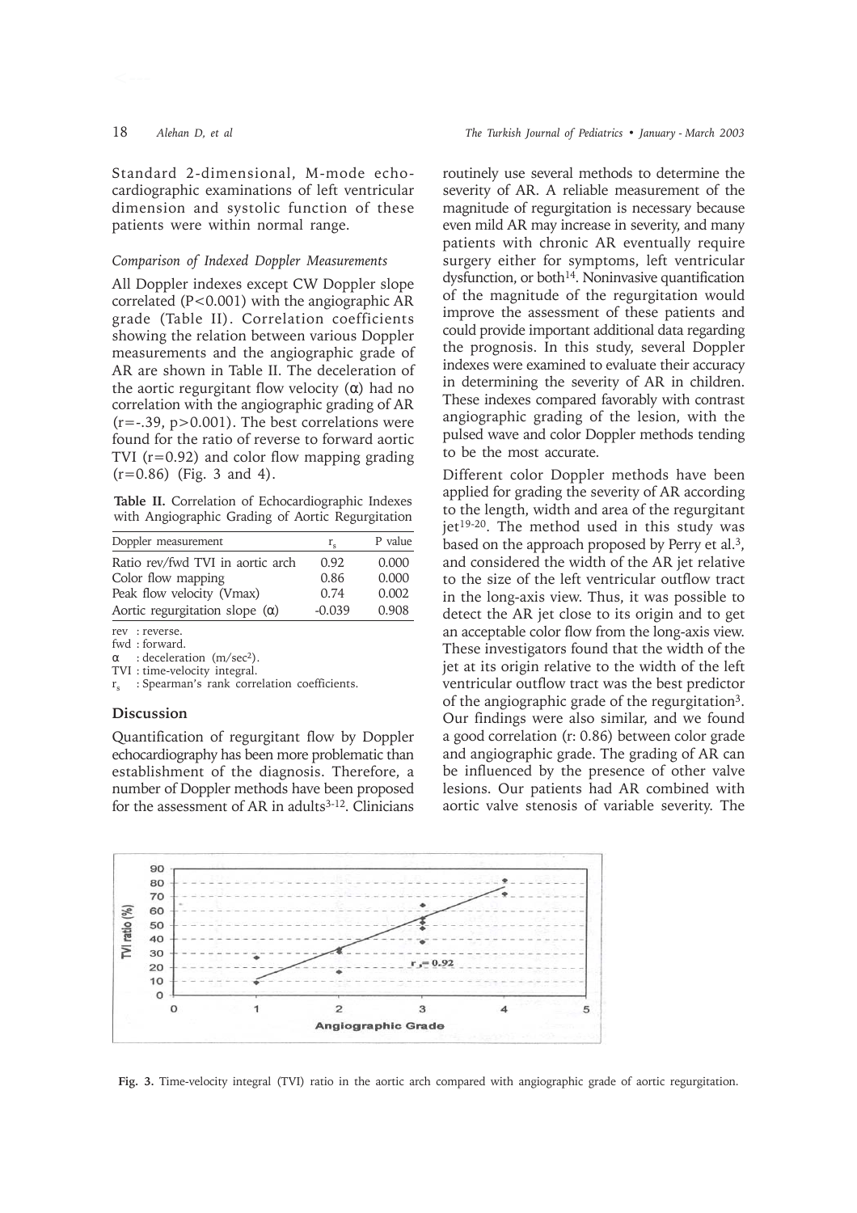Standard 2-dimensional, M-mode echocardiographic examinations of left ventricular dimension and systolic function of these patients were within normal range.

### *Comparison of Indexed Doppler Measurements*

All Doppler indexes except CW Doppler slope correlated ($P<0.001$) with the angiographic AR grade (Table II). Correlation coefficients showing the relation between various Doppler measurements and the angiographic grade of AR are shown in Table II. The deceleration of the aortic regurgitant flow velocity ($\alpha$) had no correlation with the angiographic grading of AR ($r=-.39$, $p>0.001$). The best correlations were found for the ratio of reverse to forward aortic TVI ($r=0.92$) and color flow mapping grading ($r=0.86$) (Fig. 3 and 4).

**Table II.** Correlation of Echocardiographic Indexes with Angiographic Grading of Aortic Regurgitation

| Doppler measurement | $r_s$ | P value |
|---|---|---|
| Ratio rev/fwd TVI in aortic arch | 0.92 | 0.000 |
| Color flow mapping | 0.86 | 0.000 |
| Peak flow velocity (Vmax) | 0.74 | 0.002 |
| Aortic regurgitation slope ($\alpha$) | -0.039 | 0.908 |

rev : reverse.
fwd : forward.
$\alpha$ : deceleration ($m/sec^2$).
TVI : time-velocity integral.
$r_s$ : Spearman's rank correlation coefficients.

## Discussion

Quantification of regurgitant flow by Doppler echocardiography has been more problematic than establishment of the diagnosis. Therefore, a number of Doppler methods have been proposed for the assessment of AR in adults[3-12]. Clinicians routinely use several methods to determine the severity of AR. A reliable measurement of the magnitude of regurgitation is necessary because even mild AR may increase in severity, and many patients with chronic AR eventually require surgery either for symptoms, left ventricular dysfunction, or both[14]. Noninvasive quantification of the magnitude of the regurgitation would improve the assessment of these patients and could provide important additional data regarding the prognosis. In this study, several Doppler indexes were examined to evaluate their accuracy in determining the severity of AR in children. These indexes compared favorably with contrast angiographic grading of the lesion, with the pulsed wave and color Doppler methods tending to be the most accurate.

Different color Doppler methods have been applied for grading the severity of AR according to the length, width and area of the regurgitant jet[19-20]. The method used in this study was based on the approach proposed by Perry et al.[3], and considered the width of the AR jet relative to the size of the left ventricular outflow tract in the long-axis view. Thus, it was possible to detect the AR jet close to its origin and to get an acceptable color flow from the long-axis view. These investigators found that the width of the jet at its origin relative to the width of the left ventricular outflow tract was the best predictor of the angiographic grade of the regurgitation[3]. Our findings were also similar, and we found a good correlation (r: 0.86) between color grade and angiographic grade. The grading of AR can be influenced by the presence of other valve lesions. Our patients had AR combined with aortic valve stenosis of variable severity. The

TVI ratio (%)
90
80
70
60
50
40
30
20
10
0
0 1 2 3 4 5
$r_s = 0.92$
Angiographic Grade

**Fig. 3.** Time-velocity integral (TVI) ratio in the aortic arch compared with angiographic grade of aortic regurgitation.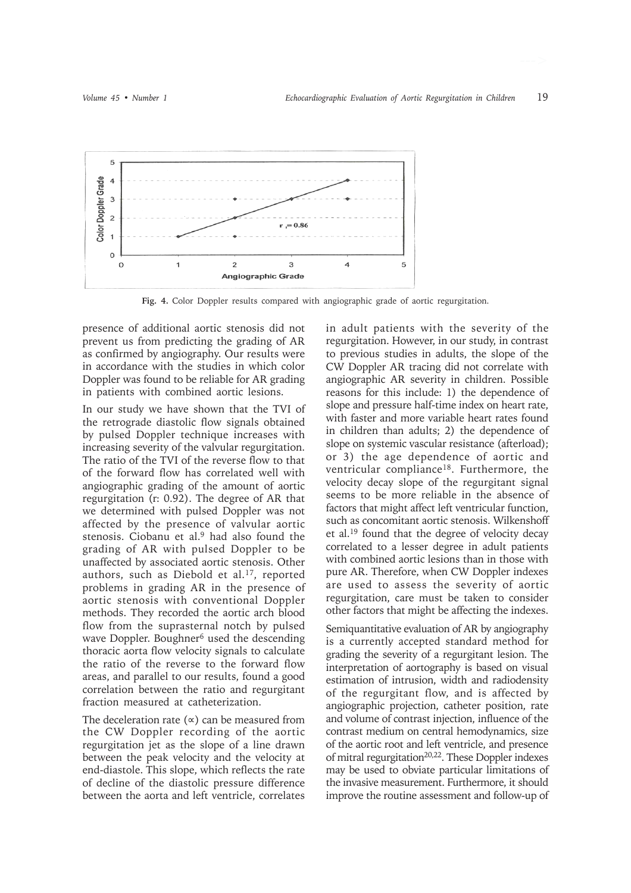5
4
3
2
1
0
Color Doppler Grade
0 1 2 3 4 5
Angiographic Grade
r = 0.86

**Fig. 4.** Color Doppler results compared with angiographic grade of aortic regurgitation.

presence of additional aortic stenosis did not prevent us from predicting the grading of AR as confirmed by angiography. Our results were in accordance with the studies in which color Doppler was found to be reliable for AR grading in patients with combined aortic lesions.

In our study we have shown that the TVI of the retrograde diastolic flow signals obtained by pulsed Doppler technique increases with increasing severity of the valvular regurgitation. The ratio of the TVI of the reverse flow to that of the forward flow has correlated well with angiographic grading of the amount of aortic regurgitation (r: 0.92). The degree of AR that we determined with pulsed Doppler was not affected by the presence of valvular aortic stenosis. Ciobanu et al.[9] had also found the grading of AR with pulsed Doppler to be unaffected by associated aortic stenosis. Other authors, such as Diebold et al.[17], reported problems in grading AR in the presence of aortic stenosis with conventional Doppler methods. They recorded the aortic arch blood flow from the suprasternal notch by pulsed wave Doppler. Boughner[6] used the descending thoracic aorta flow velocity signals to calculate the ratio of the reverse to the forward flow areas, and parallel to our results, found a good correlation between the ratio and regurgitant fraction measured at catheterization.

The deceleration rate ($\propto$) can be measured from the CW Doppler recording of the aortic regurgitation jet as the slope of a line drawn between the peak velocity and the velocity at end-diastole. This slope, which reflects the rate of decline of the diastolic pressure difference between the aorta and left ventricle, correlates in adult patients with the severity of the regurgitation. However, in our study, in contrast to previous studies in adults, the slope of the CW Doppler AR tracing did not correlate with angiographic AR severity in children. Possible reasons for this include: 1) the dependence of slope and pressure half-time index on heart rate, with faster and more variable heart rates found in children than adults; 2) the dependence of slope on systemic vascular resistance (afterload); or 3) the age dependence of aortic and ventricular compliance[18]. Furthermore, the velocity decay slope of the regurgitant signal seems to be more reliable in the absence of factors that might affect left ventricular function, such as concomitant aortic stenosis. Wilkenshoff et al.[19] found that the degree of velocity decay correlated to a lesser degree in adult patients with combined aortic lesions than in those with pure AR. Therefore, when CW Doppler indexes are used to assess the severity of aortic regurgitation, care must be taken to consider other factors that might be affecting the indexes.

Semiquantitative evaluation of AR by angiography is a currently accepted standard method for grading the severity of a regurgitant lesion. The interpretation of aortography is based on visual estimation of intrusion, width and radiodensity of the regurgitant flow, and is affected by angiographic projection, catheter position, rate and volume of contrast injection, influence of the contrast medium on central hemodynamics, size of the aortic root and left ventricle, and presence of mitral regurgitation[20,22]. These Doppler indexes may be used to obviate particular limitations of the invasive measurement. Furthermore, it should improve the routine assessment and follow-up of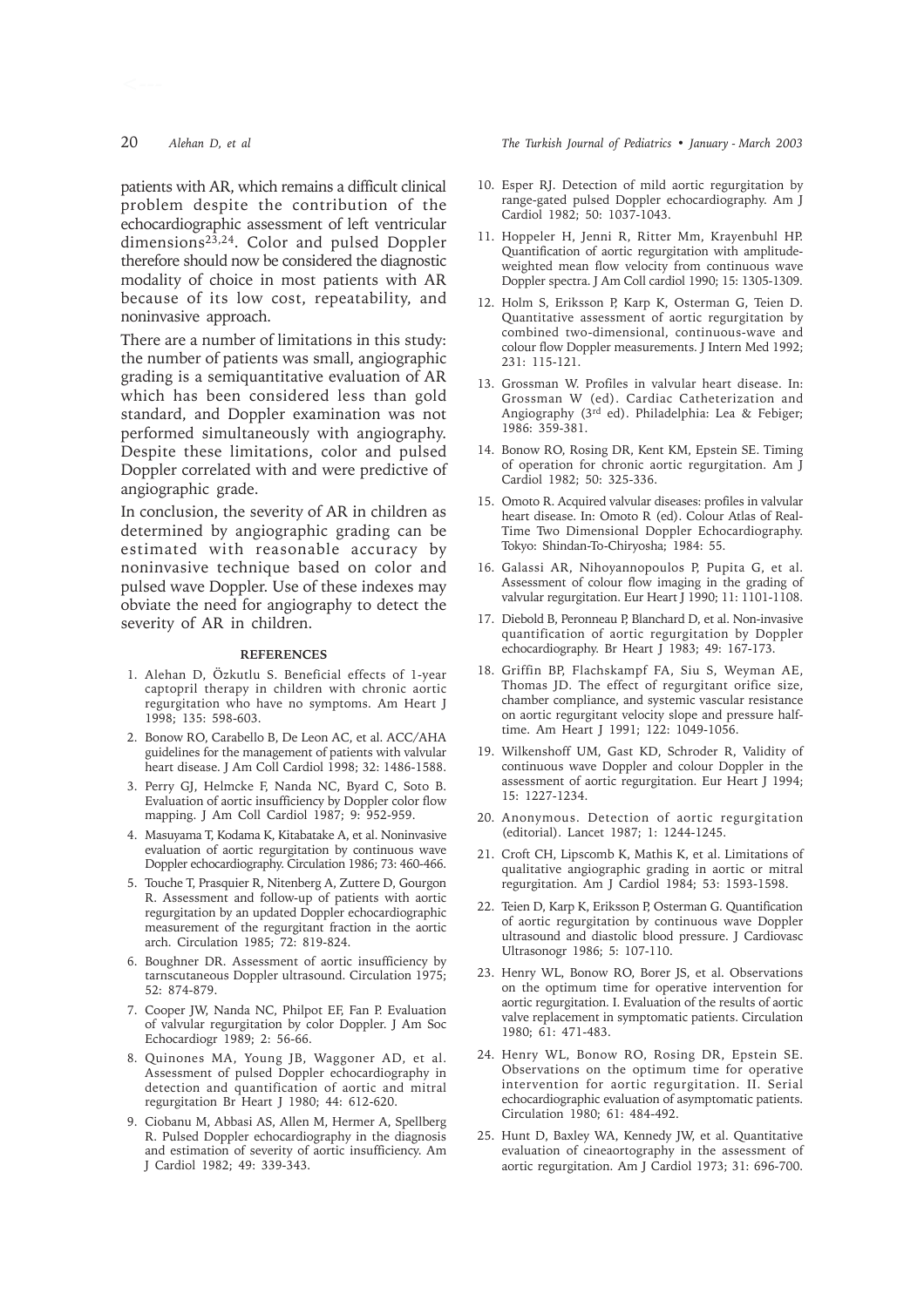patients with AR, which remains a difficult clinical problem despite the contribution of the echocardiographic assessment of left ventricular dimensions[23,24]. Color and pulsed Doppler therefore should now be considered the diagnostic modality of choice in most patients with AR because of its low cost, repeatability, and noninvasive approach.

There are a number of limitations in this study: the number of patients was small, angiographic grading is a semiquantitative evaluation of AR which has been considered less than gold standard, and Doppler examination was not performed simultaneously with angiography. Despite these limitations, color and pulsed Doppler correlated with and were predictive of angiographic grade.

In conclusion, the severity of AR in children as determined by angiographic grading can be estimated with reasonable accuracy by noninvasive technique based on color and pulsed wave Doppler. Use of these indexes may obviate the need for angiography to detect the severity of AR in children.

## REFERENCES

1. Alehan D, Özkutlu S. Beneficial effects of 1-year captopril therapy in children with chronic aortic regurgitation who have no symptoms. Am Heart J 1998; 135: 598-603.
2. Bonow RO, Carabello B, De Leon AC, et al. ACC/AHA guidelines for the management of patients with valvular heart disease. J Am Coll Cardiol 1998; 32: 1486-1588.
3. Perry GJ, Helmcke F, Nanda NC, Byard C, Soto B. Evaluation of aortic insufficiency by Doppler color flow mapping. J Am Coll Cardiol 1987; 9: 952-959.
4. Masuyama T, Kodama K, Kitabatake A, et al. Noninvasive evaluation of aortic regurgitation by continuous wave Doppler echocardiography. Circulation 1986; 73: 460-466.
5. Touche T, Prasquier R, Nitenberg A, Zuttere D, Gourgon R. Assessment and follow-up of patients with aortic regurgitation by an updated Doppler echocardiographic measurement of the regurgitant fraction in the aortic arch. Circulation 1985; 72: 819-824.
6. Boughner DR. Assessment of aortic insufficiency by tarnscutaneous Doppler ultrasound. Circulation 1975; 52: 874-879.
7. Cooper JW, Nanda NC, Philpot EF, Fan P. Evaluation of valvular regurgitation by color Doppler. J Am Soc Echocardiogr 1989; 2: 56-66.
8. Quinones MA, Young JB, Waggoner AD, et al. Assessment of pulsed Doppler echocardiography in detection and quantification of aortic and mitral regurgitation Br Heart J 1980; 44: 612-620.
9. Ciobanu M, Abbasi AS, Allen M, Hermer A, Spellberg R. Pulsed Doppler echocardiography in the diagnosis and estimation of severity of aortic insufficiency. Am J Cardiol 1982; 49: 339-343.
10. Esper RJ. Detection of mild aortic regurgitation by range-gated pulsed Doppler echocardiography. Am J Cardiol 1982; 50: 1037-1043.
11. Hoppeler H, Jenni R, Ritter Mm, Krayenbuhl HP. Quantification of aortic regurgitation with amplitude-weighted mean flow velocity from continuous wave Doppler spectra. J Am Coll cardiol 1990; 15: 1305-1309.
12. Holm S, Eriksson P, Karp K, Osterman G, Teien D. Quantitative assessment of aortic regurgitation by combined two-dimensional, continuous-wave and colour flow Doppler measurements. J Intern Med 1992; 231: 115-121.
13. Grossman W. Profiles in valvular heart disease. In: Grossman W (ed). Cardiac Catheterization and Angiography (3rd ed). Philadelphia: Lea & Febiger; 1986: 359-381.
14. Bonow RO, Rosing DR, Kent KM, Epstein SE. Timing of operation for chronic aortic regurgitation. Am J Cardiol 1982; 50: 325-336.
15. Omoto R. Acquired valvular diseases: profiles in valvular heart disease. In: Omoto R (ed). Colour Atlas of Real-Time Two Dimensional Doppler Echocardiography. Tokyo: Shindan-To-Chiryosha; 1984: 55.
16. Galassi AR, Nihoyannopoulos P, Pupita G, et al. Assessment of colour flow imaging in the grading of valvular regurgitation. Eur Heart J 1990; 11: 1101-1108.
17. Diebold B, Peronneau P, Blanchard D, et al. Non-invasive quantification of aortic regurgitation by Doppler echocardiography. Br Heart J 1983; 49: 167-173.
18. Griffin BP, Flachskampf FA, Siu S, Weyman AE, Thomas JD. The effect of regurgitant orifice size, chamber compliance, and systemic vascular resistance on aortic regurgitant velocity slope and pressure half-time. Am Heart J 1991; 122: 1049-1056.
19. Wilkenshoff UM, Gast KD, Schroder R, Validity of continuous wave Doppler and colour Doppler in the assessment of aortic regurgitation. Eur Heart J 1994; 15: 1227-1234.
20. Anonymous. Detection of aortic regurgitation (editorial). Lancet 1987; 1: 1244-1245.
21. Croft CH, Lipscomb K, Mathis K, et al. Limitations of qualitative angiographic grading in aortic or mitral regurgitation. Am J Cardiol 1984; 53: 1593-1598.
22. Teien D, Karp K, Eriksson P, Osterman G. Quantification of aortic regurgitation by continuous wave Doppler ultrasound and diastolic blood pressure. J Cardiovasc Ultrasonogr 1986; 5: 107-110.
23. Henry WL, Bonow RO, Borer JS, et al. Observations on the optimum time for operative intervention for aortic regurgitation. I. Evaluation of the results of aortic valve replacement in symptomatic patients. Circulation 1980; 61: 471-483.
24. Henry WL, Bonow RO, Rosing DR, Epstein SE. Observations on the optimum time for operative intervention for aortic regurgitation. II. Serial echocardiographic evaluation of asymptomatic patients. Circulation 1980; 61: 484-492.
25. Hunt D, Baxley WA, Kennedy JW, et al. Quantitative evaluation of cineaortography in the assessment of aortic regurgitation. Am J Cardiol 1973; 31: 696-700.